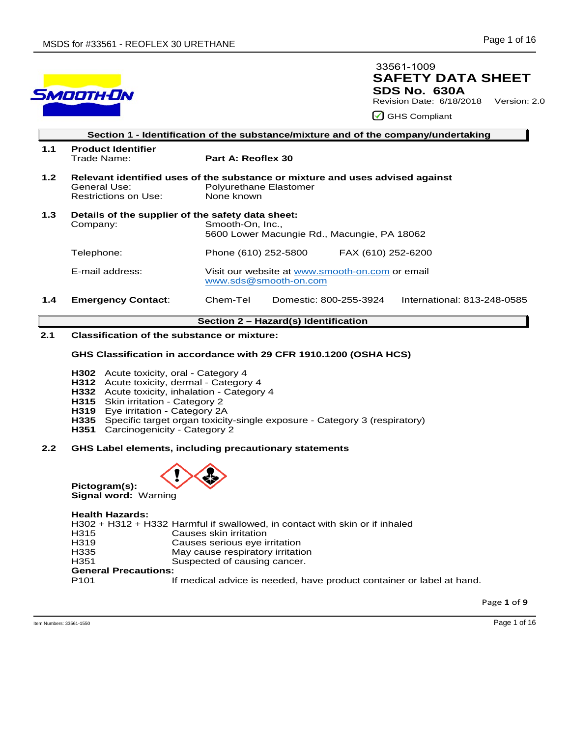33561-1009

# SAFETY DATA SHEET

**SDS No. 630A**

Revision Date: 6/18/2018 Version: 2.0

GHS Compliant

## Section 1 - Identification of the substance/mixture and of the company/undertaking

**1.1 Product Identifier**

Trade Name: **Part A: Reoflex 30**

**1.2 Relevant identified uses of the substance or mixture and uses advised against**

General Use: Polyurethane Elastomer

Restrictions on Use: None known

**1.3 Details of the supplier of the safety data sheet:**

Company: Smooth-On, Inc., 5600 Lower Macungie Rd., Macungie, PA 18062

Telephone: Phone (610) 252-5800 FAX (610) 252-6200

E-mail address: Visit our website at www.smooth-on.com or email www.sds@smooth-on.com

**1.4 Emergency Contact**: Chem-Tel Domestic: 800-255-3924 International: 813-248-0585

## Section 2 – Hazard(s) Identification

**2.1 Classification of the substance or mixture:**

**GHS Classification in accordance with 29 CFR 1910.1200 (OSHA HCS)**

**H302** Acute toxicity, oral - Category 4
**H312** Acute toxicity, dermal - Category 4
**H332** Acute toxicity, inhalation - Category 4
**H315** Skin irritation - Category 2
**H319** Eye irritation - Category 2A
**H335** Specific target organ toxicity-single exposure - Category 3 (respiratory)
**H351** Carcinogenicity - Category 2

**2.2 GHS Label elements, including precautionary statements**

**Pictogram(s):**
**Signal word:** Warning

**Health Hazards:**

| | |
|---|---|
| H302 + H312 + H332 | Harmful if swallowed, in contact with skin or if inhaled |
| H315 | Causes skin irritation |
| H319 | Causes serious eye irritation |
| H335 | May cause respiratory irritation |
| H351 | Suspected of causing cancer. |

**General Precautions:**

| | |
|---|---|
| P101 | If medical advice is needed, have product container or label at hand. |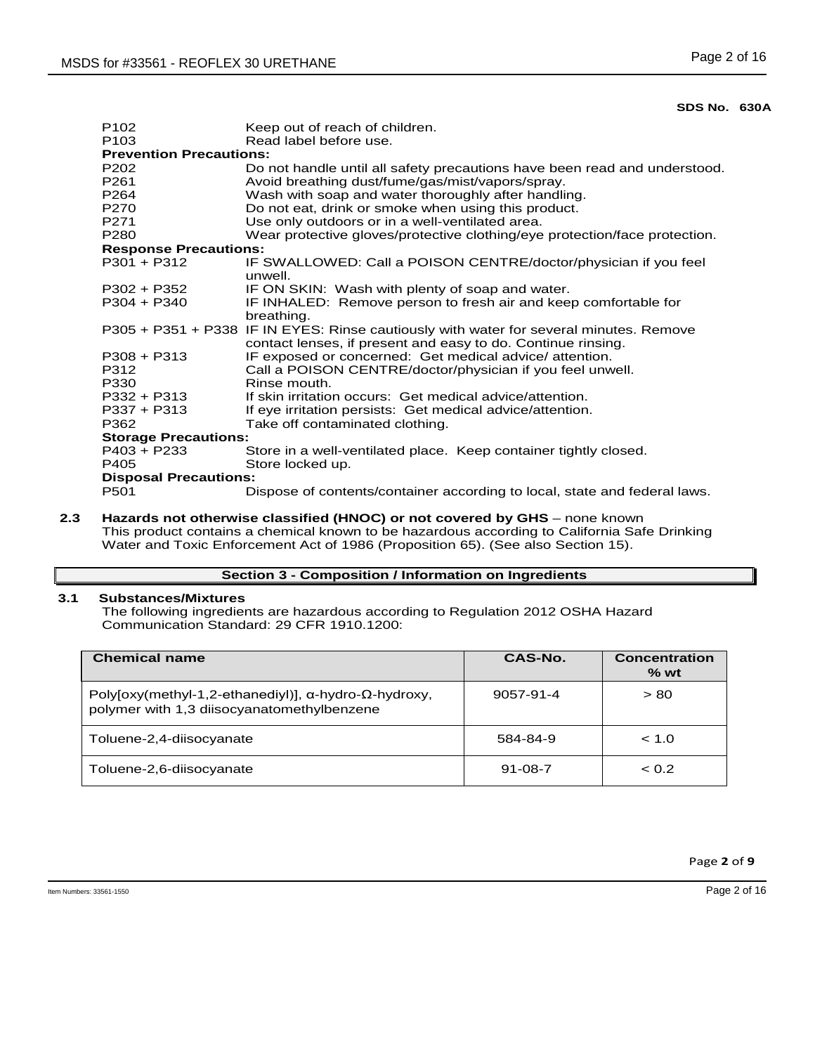**SDS No. 630A**

| | |
|---|---|
| P102 | Keep out of reach of children. |
| P103 | Read label before use. |
| **Prevention Precautions:** | |
| P202 | Do not handle until all safety precautions have been read and understood. |
| P261 | Avoid breathing dust/fume/gas/mist/vapors/spray. |
| P264 | Wash with soap and water thoroughly after handling. |
| P270 | Do not eat, drink or smoke when using this product. |
| P271 | Use only outdoors or in a well-ventilated area. |
| P280 | Wear protective gloves/protective clothing/eye protection/face protection. |
| **Response Precautions:** | |
| P301 + P312 | IF SWALLOWED: Call a POISON CENTRE/doctor/physician if you feel unwell. |
| P302 + P352 | IF ON SKIN: Wash with plenty of soap and water. |
| P304 + P340 | IF INHALED: Remove person to fresh air and keep comfortable for breathing. |
| P305 + P351 + P338 | IF IN EYES: Rinse cautiously with water for several minutes. Remove contact lenses, if present and easy to do. Continue rinsing. |
| P308 + P313 | IF exposed or concerned: Get medical advice/ attention. |
| P312 | Call a POISON CENTRE/doctor/physician if you feel unwell. |
| P330 | Rinse mouth. |
| P332 + P313 | If skin irritation occurs: Get medical advice/attention. |
| P337 + P313 | If eye irritation persists: Get medical advice/attention. |
| P362 | Take off contaminated clothing. |
| **Storage Precautions:** | |
| P403 + P233 | Store in a well-ventilated place. Keep container tightly closed. |
| P405 | Store locked up. |
| **Disposal Precautions:** | |
| P501 | Dispose of contents/container according to local, state and federal laws. |

**2.3 Hazards not otherwise classified (HNOC) or not covered by GHS** – none known
This product contains a chemical known to be hazardous according to California Safe Drinking Water and Toxic Enforcement Act of 1986 (Proposition 65). (See also Section 15).

## Section 3 - Composition / Information on Ingredients

**3.1 Substances/Mixtures**
The following ingredients are hazardous according to Regulation 2012 OSHA Hazard Communication Standard: 29 CFR 1910.1200:

| Chemical name | CAS-No. | Concentration % wt |
|---|---|---|
| Poly[oxy(methyl-1,2-ethanediyl)], α-hydro-Ω-hydroxy, polymer with 1,3 diisocyanatomethylbenzene | 9057-91-4 | > 80 |
| Toluene-2,4-diisocyanate | 584-84-9 | < 1.0 |
| Toluene-2,6-diisocyanate | 91-08-7 | < 0.2 |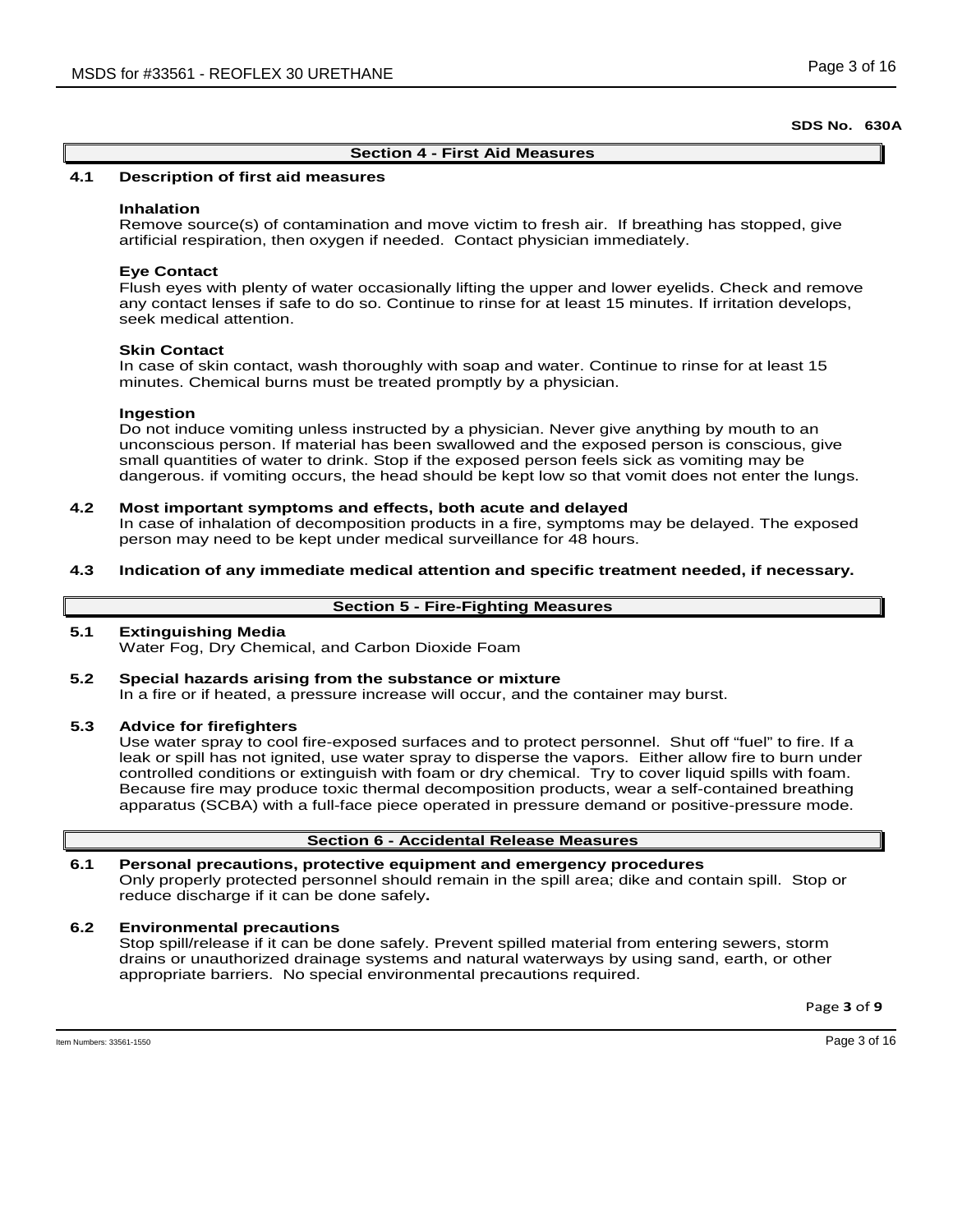**SDS No. 630A**

## Section 4 - First Aid Measures

### 4.1 Description of first aid measures

**Inhalation**
Remove source(s) of contamination and move victim to fresh air. If breathing has stopped, give artificial respiration, then oxygen if needed. Contact physician immediately.

**Eye Contact**
Flush eyes with plenty of water occasionally lifting the upper and lower eyelids. Check and remove any contact lenses if safe to do so. Continue to rinse for at least 15 minutes. If irritation develops, seek medical attention.

**Skin Contact**
In case of skin contact, wash thoroughly with soap and water. Continue to rinse for at least 15 minutes. Chemical burns must be treated promptly by a physician.

**Ingestion**
Do not induce vomiting unless instructed by a physician. Never give anything by mouth to an unconscious person. If material has been swallowed and the exposed person is conscious, give small quantities of water to drink. Stop if the exposed person feels sick as vomiting may be dangerous. if vomiting occurs, the head should be kept low so that vomit does not enter the lungs.

### 4.2 Most important symptoms and effects, both acute and delayed

In case of inhalation of decomposition products in a fire, symptoms may be delayed. The exposed person may need to be kept under medical surveillance for 48 hours.

### 4.3 Indication of any immediate medical attention and specific treatment needed, if necessary.

## Section 5 - Fire-Fighting Measures

### 5.1 Extinguishing Media

Water Fog, Dry Chemical, and Carbon Dioxide Foam

### 5.2 Special hazards arising from the substance or mixture

In a fire or if heated, a pressure increase will occur, and the container may burst.

### 5.3 Advice for firefighters

Use water spray to cool fire-exposed surfaces and to protect personnel. Shut off "fuel" to fire. If a leak or spill has not ignited, use water spray to disperse the vapors. Either allow fire to burn under controlled conditions or extinguish with foam or dry chemical. Try to cover liquid spills with foam. Because fire may produce toxic thermal decomposition products, wear a self-contained breathing apparatus (SCBA) with a full-face piece operated in pressure demand or positive-pressure mode.

## Section 6 - Accidental Release Measures

### 6.1 Personal precautions, protective equipment and emergency procedures

Only properly protected personnel should remain in the spill area; dike and contain spill. Stop or reduce discharge if it can be done safely**.**

### 6.2 Environmental precautions

Stop spill/release if it can be done safely. Prevent spilled material from entering sewers, storm drains or unauthorized drainage systems and natural waterways by using sand, earth, or other appropriate barriers. No special environmental precautions required.

Item Numbers: 33561-1550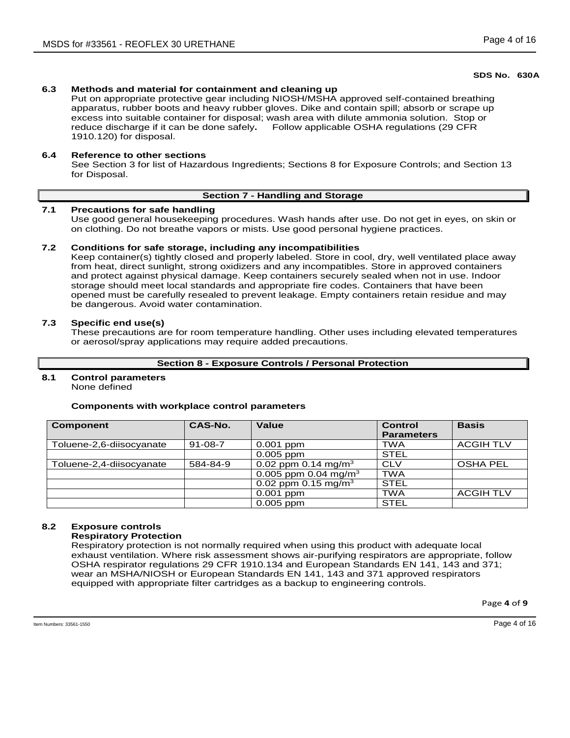**SDS No. 630A**

**6.3 Methods and material for containment and cleaning up**

Put on appropriate protective gear including NIOSH/MSHA approved self-contained breathing apparatus, rubber boots and heavy rubber gloves. Dike and contain spill; absorb or scrape up excess into suitable container for disposal; wash area with dilute ammonia solution. Stop or reduce discharge if it can be done safely**.** Follow applicable OSHA regulations (29 CFR 1910.120) for disposal.

**6.4 Reference to other sections**

See Section 3 for list of Hazardous Ingredients; Sections 8 for Exposure Controls; and Section 13 for Disposal.

## Section 7 - Handling and Storage

**7.1 Precautions for safe handling**

Use good general housekeeping procedures. Wash hands after use. Do not get in eyes, on skin or on clothing. Do not breathe vapors or mists. Use good personal hygiene practices.

**7.2 Conditions for safe storage, including any incompatibilities**

Keep container(s) tightly closed and properly labeled. Store in cool, dry, well ventilated place away from heat, direct sunlight, strong oxidizers and any incompatibles. Store in approved containers and protect against physical damage. Keep containers securely sealed when not in use. Indoor storage should meet local standards and appropriate fire codes. Containers that have been opened must be carefully resealed to prevent leakage. Empty containers retain residue and may be dangerous. Avoid water contamination.

**7.3 Specific end use(s)**

These precautions are for room temperature handling. Other uses including elevated temperatures or aerosol/spray applications may require added precautions.

## Section 8 - Exposure Controls / Personal Protection

**8.1 Control parameters**

None defined

**Components with workplace control parameters**

| Component | CAS-No. | Value | Control Parameters | Basis |
|---|---|---|---|---|
| Toluene-2,6-diisocyanate | 91-08-7 | 0.001 ppm | TWA | ACGIH TLV |
| | | 0.005 ppm | STEL | |
| Toluene-2,4-diisocyanate | 584-84-9 | 0.02 ppm 0.14 mg/m$^3$ | CLV | OSHA PEL |
| | | 0.005 ppm 0.04 mg/m$^3$ | TWA | |
| | | 0.02 ppm 0.15 mg/m$^3$ | STEL | |
| | | 0.001 ppm | TWA | ACGIH TLV |
| | | 0.005 ppm | STEL | |

**8.2 Exposure controls**

**Respiratory Protection**

Respiratory protection is not normally required when using this product with adequate local exhaust ventilation. Where risk assessment shows air-purifying respirators are appropriate, follow OSHA respirator regulations 29 CFR 1910.134 and European Standards EN 141, 143 and 371; wear an MSHA/NIOSH or European Standards EN 141, 143 and 371 approved respirators equipped with appropriate filter cartridges as a backup to engineering controls.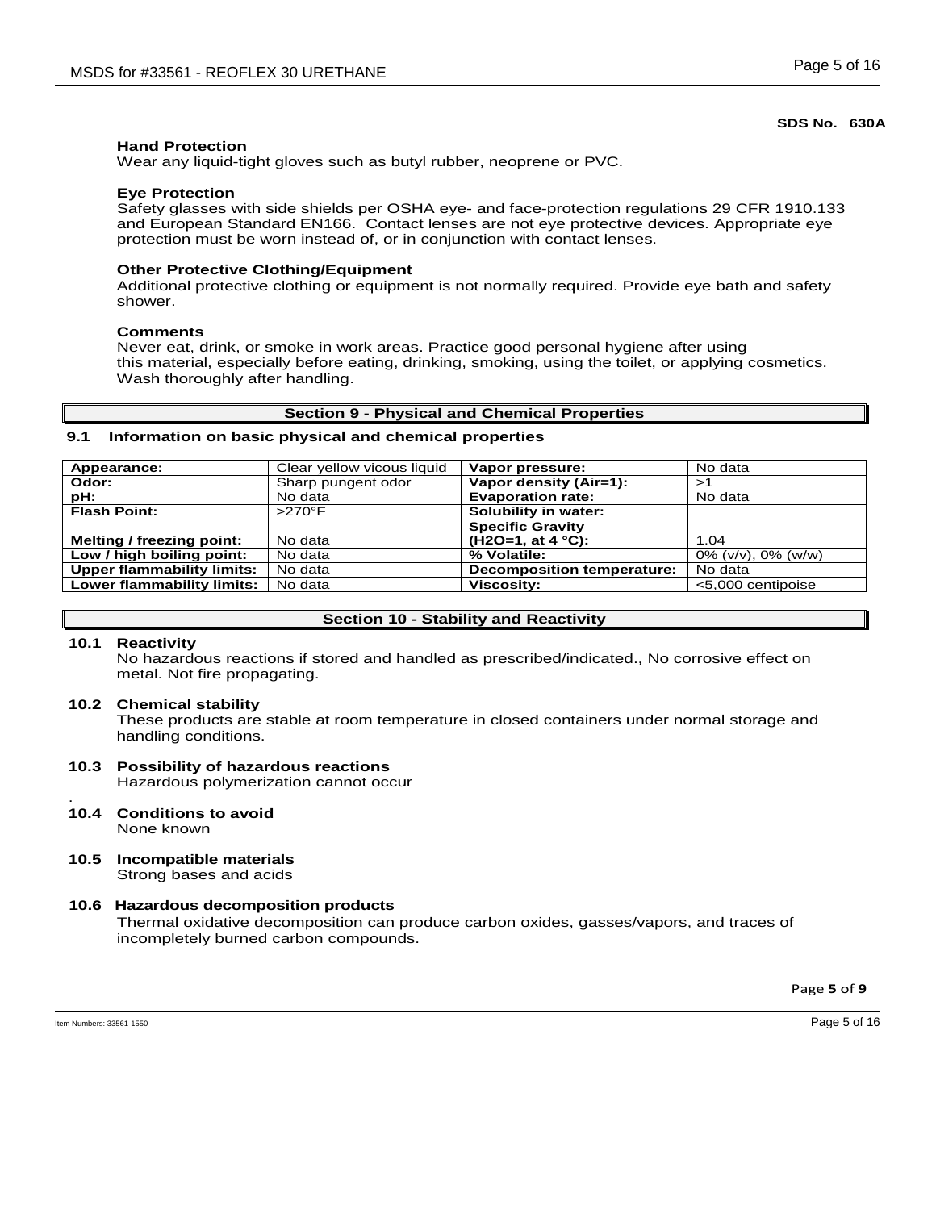**SDS No. 630A**

**Hand Protection**
Wear any liquid-tight gloves such as butyl rubber, neoprene or PVC.

**Eye Protection**
Safety glasses with side shields per OSHA eye- and face-protection regulations 29 CFR 1910.133 and European Standard EN166. Contact lenses are not eye protective devices. Appropriate eye protection must be worn instead of, or in conjunction with contact lenses.

**Other Protective Clothing/Equipment**
Additional protective clothing or equipment is not normally required. Provide eye bath and safety shower.

**Comments**
Never eat, drink, or smoke in work areas. Practice good personal hygiene after using this material, especially before eating, drinking, smoking, using the toilet, or applying cosmetics. Wash thoroughly after handling.

## Section 9 - Physical and Chemical Properties

### 9.1 Information on basic physical and chemical properties

| | | | |
|---|---|---|---|
| **Appearance:** | Clear yellow vicous liquid | **Vapor pressure:** | No data |
| **Odor:** | Sharp pungent odor | **Vapor density (Air=1):** | >1 |
| **pH:** | No data | **Evaporation rate:** | No data |
| **Flash Point:** | >270°F | **Solubility in water:** | |
| **Melting / freezing point:** | No data | **Specific Gravity (H2O=1, at 4 °C):** | 1.04 |
| **Low / high boiling point:** | No data | **% Volatile:** | 0% (v/v), 0% (w/w) |
| **Upper flammability limits:** | No data | **Decomposition temperature:** | No data |
| **Lower flammability limits:** | No data | **Viscosity:** | <5,000 centipoise |

## Section 10 - Stability and Reactivity

**10.1 Reactivity**
No hazardous reactions if stored and handled as prescribed/indicated., No corrosive effect on metal. Not fire propagating.

**10.2 Chemical stability**
These products are stable at room temperature in closed containers under normal storage and handling conditions.

**10.3 Possibility of hazardous reactions**
Hazardous polymerization cannot occur

**10.4 Conditions to avoid**
None known

**10.5 Incompatible materials**
Strong bases and acids

**10.6 Hazardous decomposition products**
Thermal oxidative decomposition can produce carbon oxides, gasses/vapors, and traces of incompletely burned carbon compounds.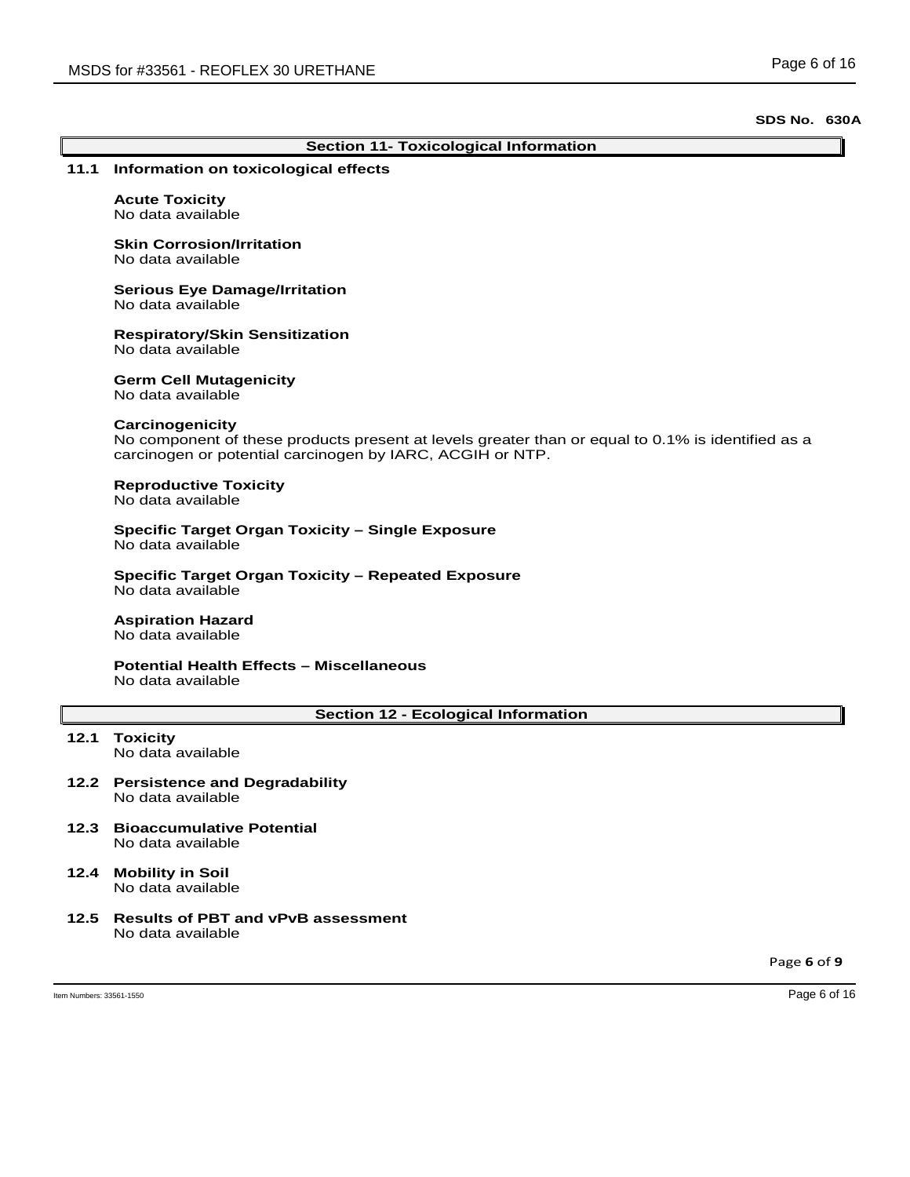**SDS No. 630A**

## Section 11- Toxicological Information

### 11.1 Information on toxicological effects

**Acute Toxicity**
No data available

**Skin Corrosion/Irritation**
No data available

**Serious Eye Damage/Irritation**
No data available

**Respiratory/Skin Sensitization**
No data available

**Germ Cell Mutagenicity**
No data available

**Carcinogenicity**
No component of these products present at levels greater than or equal to 0.1% is identified as a carcinogen or potential carcinogen by IARC, ACGIH or NTP.

**Reproductive Toxicity**
No data available

**Specific Target Organ Toxicity – Single Exposure**
No data available

**Specific Target Organ Toxicity – Repeated Exposure**
No data available

**Aspiration Hazard**
No data available

**Potential Health Effects – Miscellaneous**
No data available

## Section 12 - Ecological Information

### 12.1 Toxicity
No data available

### 12.2 Persistence and Degradability
No data available

### 12.3 Bioaccumulative Potential
No data available

### 12.4 Mobility in Soil
No data available

### 12.5 Results of PBT and vPvB assessment
No data available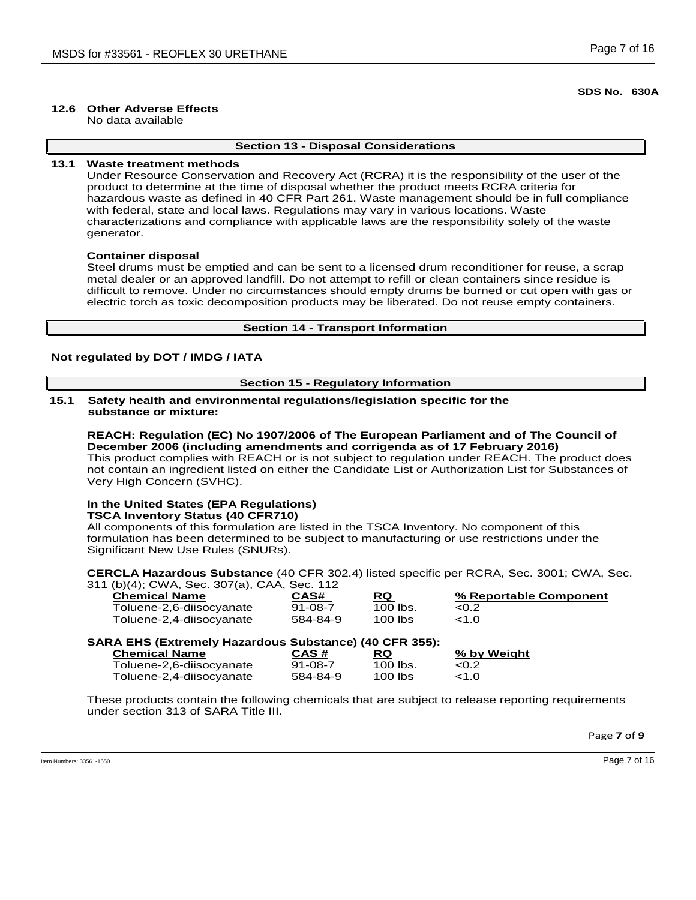**SDS No. 630A**

### 12.6 Other Adverse Effects

No data available

## Section 13 - Disposal Considerations

### 13.1 Waste treatment methods

Under Resource Conservation and Recovery Act (RCRA) it is the responsibility of the user of the product to determine at the time of disposal whether the product meets RCRA criteria for hazardous waste as defined in 40 CFR Part 261. Waste management should be in full compliance with federal, state and local laws. Regulations may vary in various locations. Waste characterizations and compliance with applicable laws are the responsibility solely of the waste generator.

**Container disposal**

Steel drums must be emptied and can be sent to a licensed drum reconditioner for reuse, a scrap metal dealer or an approved landfill. Do not attempt to refill or clean containers since residue is difficult to remove. Under no circumstances should empty drums be burned or cut open with gas or electric torch as toxic decomposition products may be liberated. Do not reuse empty containers.

## Section 14 - Transport Information

**Not regulated by DOT / IMDG / IATA**

## Section 15 - Regulatory Information

### 15.1 Safety health and environmental regulations/legislation specific for the substance or mixture:

**REACH: Regulation (EC) No 1907/2006 of The European Parliament and of The Council of December 2006 (including amendments and corrigenda as of 17 February 2016)**

This product complies with REACH or is not subject to regulation under REACH. The product does not contain an ingredient listed on either the Candidate List or Authorization List for Substances of Very High Concern (SVHC).

**In the United States (EPA Regulations)**

**TSCA Inventory Status (40 CFR710)**

All components of this formulation are listed in the TSCA Inventory. No component of this formulation has been determined to be subject to manufacturing or use restrictions under the Significant New Use Rules (SNURs).

**CERCLA Hazardous Substance** (40 CFR 302.4) listed specific per RCRA, Sec. 3001; CWA, Sec. 311 (b)(4); CWA, Sec. 307(a), CAA, Sec. 112

| Chemical Name | CAS# | RQ | % Reportable Component |
|---|---|---|---|
| Toluene-2,6-diisocyanate | 91-08-7 | 100 lbs. | <0.2 |
| Toluene-2,4-diisocyanate | 584-84-9 | 100 lbs | <1.0 |

**SARA EHS (Extremely Hazardous Substance) (40 CFR 355):**

| Chemical Name | CAS # | RQ | % by Weight |
|---|---|---|---|
| Toluene-2,6-diisocyanate | 91-08-7 | 100 lbs. | <0.2 |
| Toluene-2,4-diisocyanate | 584-84-9 | 100 lbs | <1.0 |

These products contain the following chemicals that are subject to release reporting requirements under section 313 of SARA Title III.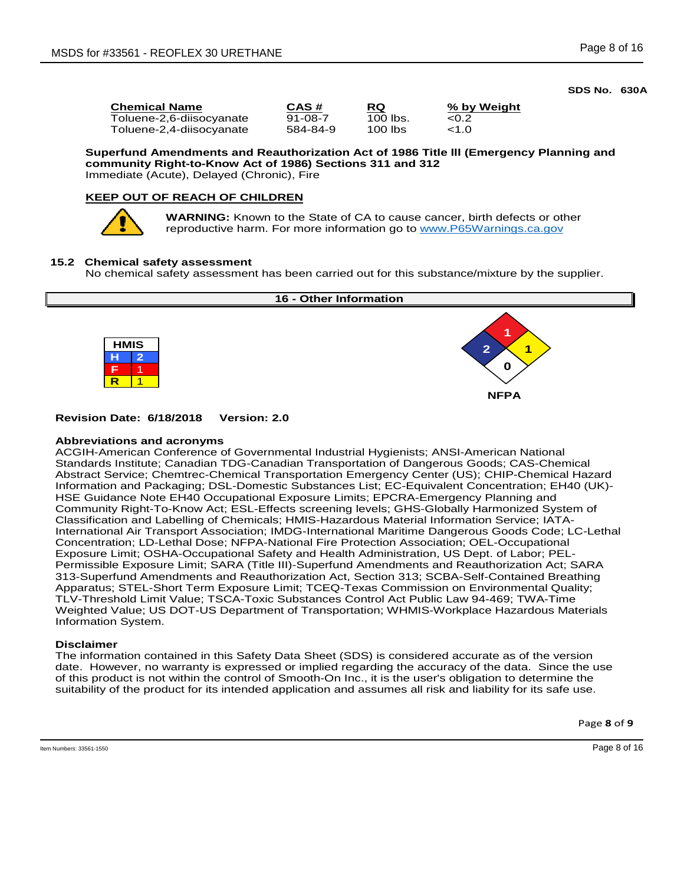**SDS No. 630A**

| Chemical Name | CAS # | RQ | % by Weight |
|---|---|---|---|
| Toluene-2,6-diisocyanate | 91-08-7 | 100 lbs. | <0.2 |
| Toluene-2,4-diisocyanate | 584-84-9 | 100 lbs | <1.0 |

**Superfund Amendments and Reauthorization Act of 1986 Title III (Emergency Planning and community Right-to-Know Act of 1986) Sections 311 and 312**
Immediate (Acute), Delayed (Chronic), Fire

**KEEP OUT OF REACH OF CHILDREN**

**WARNING:** Known to the State of CA to cause cancer, birth defects or other reproductive harm. For more information go to www.P65Warnings.ca.gov

### 15.2 Chemical safety assessment

No chemical safety assessment has been carried out for this substance/mixture by the supplier.

## 16 - Other Information

| HMIS | |
|---|---|
| H | 2 |
| F | 1 |
| R | 1 |

NFPA: Health 2, Flammability 1, Reactivity 1, Special 0

**Revision Date: 6/18/2018 Version: 2.0**

**Abbreviations and acronyms**
ACGIH-American Conference of Governmental Industrial Hygienists; ANSI-American National Standards Institute; Canadian TDG-Canadian Transportation of Dangerous Goods; CAS-Chemical Abstract Service; Chemtrec-Chemical Transportation Emergency Center (US); CHIP-Chemical Hazard Information and Packaging; DSL-Domestic Substances List; EC-Equivalent Concentration; EH40 (UK)-HSE Guidance Note EH40 Occupational Exposure Limits; EPCRA-Emergency Planning and Community Right-To-Know Act; ESL-Effects screening levels; GHS-Globally Harmonized System of Classification and Labelling of Chemicals; HMIS-Hazardous Material Information Service; IATA-International Air Transport Association; IMDG-International Maritime Dangerous Goods Code; LC-Lethal Concentration; LD-Lethal Dose; NFPA-National Fire Protection Association; OEL-Occupational Exposure Limit; OSHA-Occupational Safety and Health Administration, US Dept. of Labor; PEL-Permissible Exposure Limit; SARA (Title III)-Superfund Amendments and Reauthorization Act; SARA 313-Superfund Amendments and Reauthorization Act, Section 313; SCBA-Self-Contained Breathing Apparatus; STEL-Short Term Exposure Limit; TCEQ-Texas Commission on Environmental Quality; TLV-Threshold Limit Value; TSCA-Toxic Substances Control Act Public Law 94-469; TWA-Time Weighted Value; US DOT-US Department of Transportation; WHMIS-Workplace Hazardous Materials Information System.

**Disclaimer**
The information contained in this Safety Data Sheet (SDS) is considered accurate as of the version date. However, no warranty is expressed or implied regarding the accuracy of the data. Since the use of this product is not within the control of Smooth-On Inc., it is the user's obligation to determine the suitability of the product for its intended application and assumes all risk and liability for its safe use.

Item Numbers: 33561-1550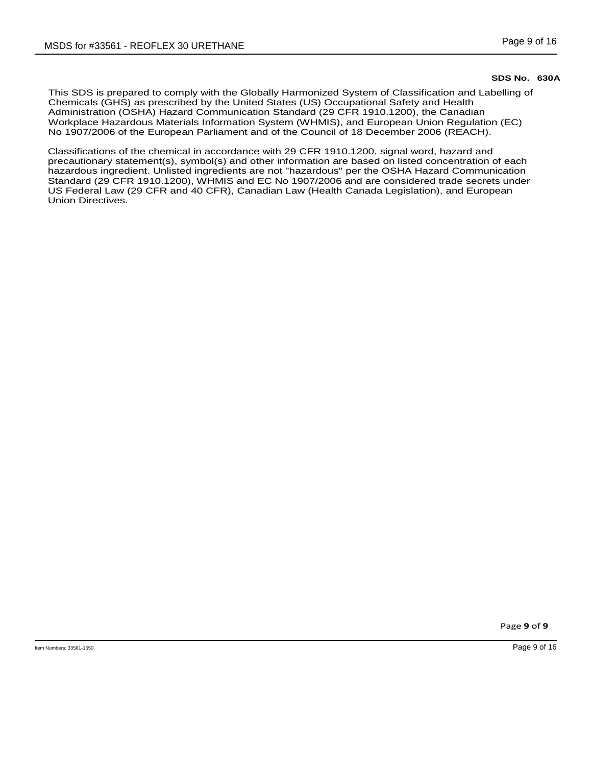**SDS No. 630A**

This SDS is prepared to comply with the Globally Harmonized System of Classification and Labelling of Chemicals (GHS) as prescribed by the United States (US) Occupational Safety and Health Administration (OSHA) Hazard Communication Standard (29 CFR 1910.1200), the Canadian Workplace Hazardous Materials Information System (WHMIS), and European Union Regulation (EC) No 1907/2006 of the European Parliament and of the Council of 18 December 2006 (REACH).

Classifications of the chemical in accordance with 29 CFR 1910.1200, signal word, hazard and precautionary statement(s), symbol(s) and other information are based on listed concentration of each hazardous ingredient. Unlisted ingredients are not "hazardous" per the OSHA Hazard Communication Standard (29 CFR 1910.1200), WHMIS and EC No 1907/2006 and are considered trade secrets under US Federal Law (29 CFR and 40 CFR), Canadian Law (Health Canada Legislation), and European Union Directives.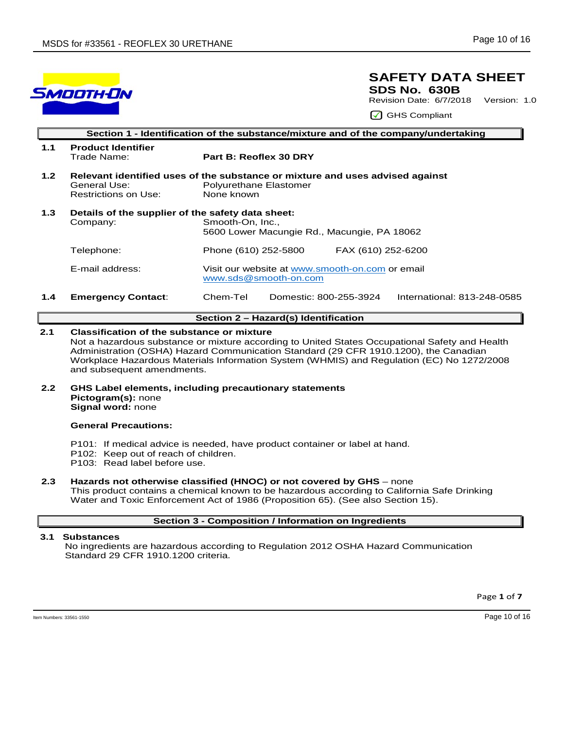SMOOTH-ON

# SAFETY DATA SHEET

**SDS No. 630B**

Revision Date: 6/7/2018 Version: 1.0

☑ GHS Compliant

## Section 1 - Identification of the substance/mixture and of the company/undertaking

**1.1 Product Identifier**

Trade Name: **Part B: Reoflex 30 DRY**

**1.2 Relevant identified uses of the substance or mixture and uses advised against**

General Use: Polyurethane Elastomer
Restrictions on Use: None known

**1.3 Details of the supplier of the safety data sheet:**

Company: Smooth-On, Inc., 5600 Lower Macungie Rd., Macungie, PA 18062

Telephone: Phone (610) 252-5800 FAX (610) 252-6200

E-mail address: Visit our website at www.smooth-on.com or email www.sds@smooth-on.com

**1.4 Emergency Contact**: Chem-Tel Domestic: 800-255-3924 International: 813-248-0585

## Section 2 – Hazard(s) Identification

**2.1 Classification of the substance or mixture**

Not a hazardous substance or mixture according to United States Occupational Safety and Health Administration (OSHA) Hazard Communication Standard (29 CFR 1910.1200), the Canadian Workplace Hazardous Materials Information System (WHMIS) and Regulation (EC) No 1272/2008 and subsequent amendments.

**2.2 GHS Label elements, including precautionary statements**

**Pictogram(s):** none
**Signal word:** none

**General Precautions:**

P101: If medical advice is needed, have product container or label at hand.
P102: Keep out of reach of children.
P103: Read label before use.

**2.3 Hazards not otherwise classified (HNOC) or not covered by GHS** – none

This product contains a chemical known to be hazardous according to California Safe Drinking Water and Toxic Enforcement Act of 1986 (Proposition 65). (See also Section 15).

## Section 3 - Composition / Information on Ingredients

**3.1 Substances**

No ingredients are hazardous according to Regulation 2012 OSHA Hazard Communication Standard 29 CFR 1910.1200 criteria.

Item Numbers: 33561-1550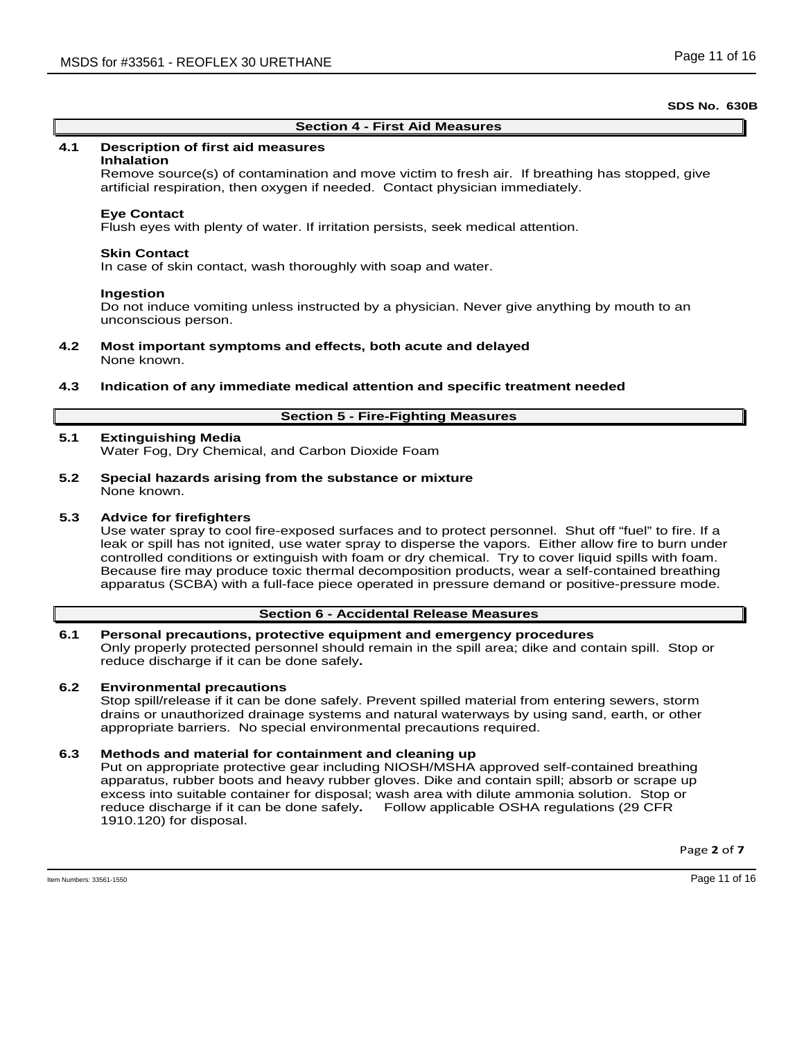SDS No. 630B

## Section 4 - First Aid Measures

**4.1 Description of first aid measures**

**Inhalation**
Remove source(s) of contamination and move victim to fresh air. If breathing has stopped, give artificial respiration, then oxygen if needed. Contact physician immediately.

**Eye Contact**
Flush eyes with plenty of water. If irritation persists, seek medical attention.

**Skin Contact**
In case of skin contact, wash thoroughly with soap and water.

**Ingestion**
Do not induce vomiting unless instructed by a physician. Never give anything by mouth to an unconscious person.

**4.2 Most important symptoms and effects, both acute and delayed**
None known.

**4.3 Indication of any immediate medical attention and specific treatment needed**

## Section 5 - Fire-Fighting Measures

**5.1 Extinguishing Media**
Water Fog, Dry Chemical, and Carbon Dioxide Foam

**5.2 Special hazards arising from the substance or mixture**
None known.

**5.3 Advice for firefighters**
Use water spray to cool fire-exposed surfaces and to protect personnel. Shut off "fuel" to fire. If a leak or spill has not ignited, use water spray to disperse the vapors. Either allow fire to burn under controlled conditions or extinguish with foam or dry chemical. Try to cover liquid spills with foam. Because fire may produce toxic thermal decomposition products, wear a self-contained breathing apparatus (SCBA) with a full-face piece operated in pressure demand or positive-pressure mode.

## Section 6 - Accidental Release Measures

**6.1 Personal precautions, protective equipment and emergency procedures**
Only properly protected personnel should remain in the spill area; dike and contain spill. Stop or reduce discharge if it can be done safely**.**

**6.2 Environmental precautions**
Stop spill/release if it can be done safely. Prevent spilled material from entering sewers, storm drains or unauthorized drainage systems and natural waterways by using sand, earth, or other appropriate barriers. No special environmental precautions required.

**6.3 Methods and material for containment and cleaning up**
Put on appropriate protective gear including NIOSH/MSHA approved self-contained breathing apparatus, rubber boots and heavy rubber gloves. Dike and contain spill; absorb or scrape up excess into suitable container for disposal; wash area with dilute ammonia solution. Stop or reduce discharge if it can be done safely**.** Follow applicable OSHA regulations (29 CFR 1910.120) for disposal.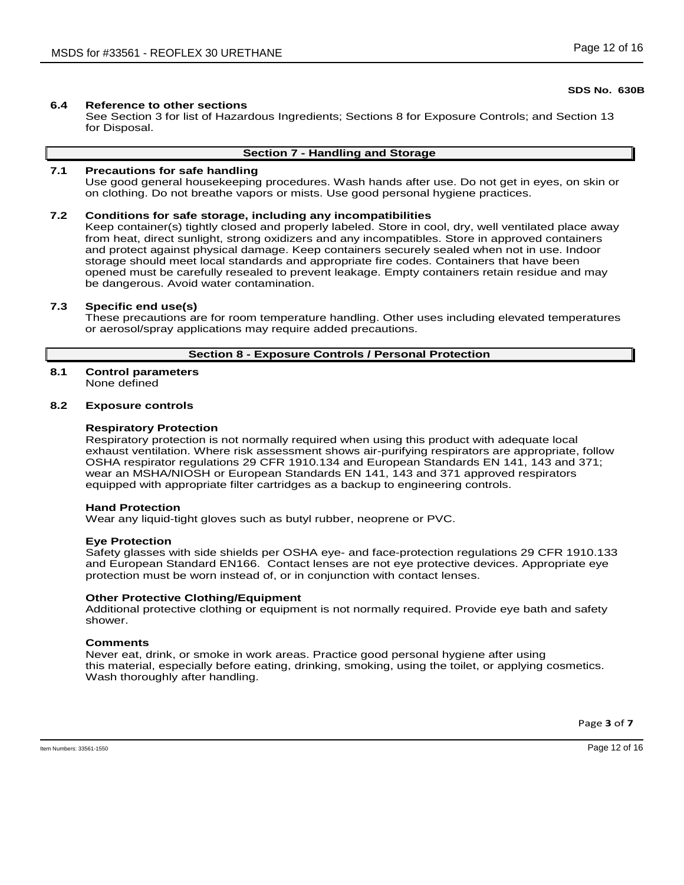**SDS No. 630B**

### 6.4 Reference to other sections

See Section 3 for list of Hazardous Ingredients; Sections 8 for Exposure Controls; and Section 13 for Disposal.

## Section 7 - Handling and Storage

### 7.1 Precautions for safe handling

Use good general housekeeping procedures. Wash hands after use. Do not get in eyes, on skin or on clothing. Do not breathe vapors or mists. Use good personal hygiene practices.

### 7.2 Conditions for safe storage, including any incompatibilities

Keep container(s) tightly closed and properly labeled. Store in cool, dry, well ventilated place away from heat, direct sunlight, strong oxidizers and any incompatibles. Store in approved containers and protect against physical damage. Keep containers securely sealed when not in use. Indoor storage should meet local standards and appropriate fire codes. Containers that have been opened must be carefully resealed to prevent leakage. Empty containers retain residue and may be dangerous. Avoid water contamination.

### 7.3 Specific end use(s)

These precautions are for room temperature handling. Other uses including elevated temperatures or aerosol/spray applications may require added precautions.

## Section 8 - Exposure Controls / Personal Protection

### 8.1 Control parameters

None defined

### 8.2 Exposure controls

**Respiratory Protection**

Respiratory protection is not normally required when using this product with adequate local exhaust ventilation. Where risk assessment shows air-purifying respirators are appropriate, follow OSHA respirator regulations 29 CFR 1910.134 and European Standards EN 141, 143 and 371; wear an MSHA/NIOSH or European Standards EN 141, 143 and 371 approved respirators equipped with appropriate filter cartridges as a backup to engineering controls.

**Hand Protection**

Wear any liquid-tight gloves such as butyl rubber, neoprene or PVC.

**Eye Protection**

Safety glasses with side shields per OSHA eye- and face-protection regulations 29 CFR 1910.133 and European Standard EN166. Contact lenses are not eye protective devices. Appropriate eye protection must be worn instead of, or in conjunction with contact lenses.

**Other Protective Clothing/Equipment**

Additional protective clothing or equipment is not normally required. Provide eye bath and safety shower.

**Comments**

Never eat, drink, or smoke in work areas. Practice good personal hygiene after using this material, especially before eating, drinking, smoking, using the toilet, or applying cosmetics. Wash thoroughly after handling.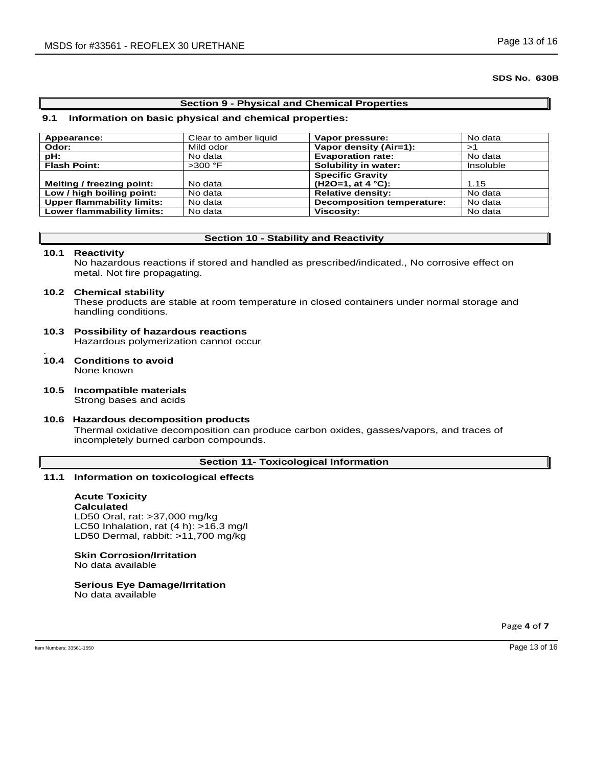**SDS No. 630B**

## Section 9 - Physical and Chemical Properties

### 9.1 Information on basic physical and chemical properties:

| | | | |
|---|---|---|---|
| **Appearance:** | Clear to amber liquid | **Vapor pressure:** | No data |
| **Odor:** | Mild odor | **Vapor density (Air=1):** | >1 |
| **pH:** | No data | **Evaporation rate:** | No data |
| **Flash Point:** | >300 °F | **Solubility in water:** | Insoluble |
| **Melting / freezing point:** | No data | **Specific Gravity ($H_2O$=1, at 4 °C):** | 1.15 |
| **Low / high boiling point:** | No data | **Relative density:** | No data |
| **Upper flammability limits:** | No data | **Decomposition temperature:** | No data |
| **Lower flammability limits:** | No data | **Viscosity:** | No data |

## Section 10 - Stability and Reactivity

**10.1 Reactivity**

No hazardous reactions if stored and handled as prescribed/indicated., No corrosive effect on metal. Not fire propagating.

**10.2 Chemical stability**

These products are stable at room temperature in closed containers under normal storage and handling conditions.

**10.3 Possibility of hazardous reactions**

Hazardous polymerization cannot occur

.

**10.4 Conditions to avoid**

None known

**10.5 Incompatible materials**

Strong bases and acids

**10.6 Hazardous decomposition products**

Thermal oxidative decomposition can produce carbon oxides, gasses/vapors, and traces of incompletely burned carbon compounds.

## Section 11- Toxicological Information

**11.1 Information on toxicological effects**

**Acute Toxicity**
**Calculated**
LD50 Oral, rat: >37,000 mg/kg
LC50 Inhalation, rat (4 h): >16.3 mg/l
LD50 Dermal, rabbit: >11,700 mg/kg

**Skin Corrosion/Irritation**
No data available

**Serious Eye Damage/Irritation**
No data available

Item Numbers: 33561-1550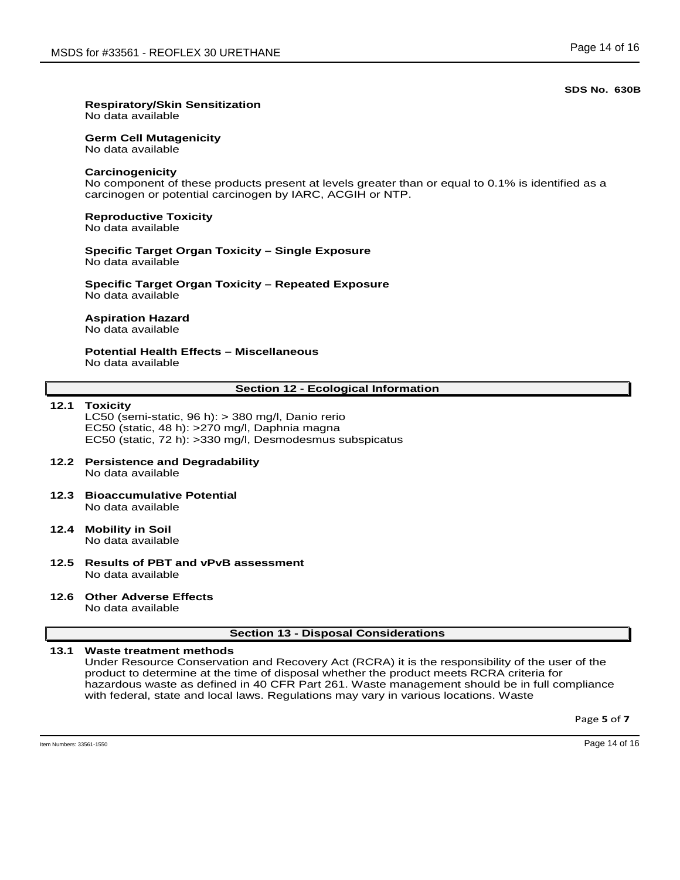**SDS No. 630B**

**Respiratory/Skin Sensitization**
No data available

**Germ Cell Mutagenicity**
No data available

**Carcinogenicity**
No component of these products present at levels greater than or equal to 0.1% is identified as a carcinogen or potential carcinogen by IARC, ACGIH or NTP.

**Reproductive Toxicity**
No data available

**Specific Target Organ Toxicity – Single Exposure**
No data available

**Specific Target Organ Toxicity – Repeated Exposure**
No data available

**Aspiration Hazard**
No data available

**Potential Health Effects – Miscellaneous**
No data available

## Section 12 - Ecological Information

**12.1 Toxicity**
LC50 (semi-static, 96 h): > 380 mg/l, Danio rerio
EC50 (static, 48 h): >270 mg/l, Daphnia magna
EC50 (static, 72 h): >330 mg/l, Desmodesmus subspicatus

**12.2 Persistence and Degradability**
No data available

**12.3 Bioaccumulative Potential**
No data available

**12.4 Mobility in Soil**
No data available

**12.5 Results of PBT and vPvB assessment**
No data available

**12.6 Other Adverse Effects**
No data available

## Section 13 - Disposal Considerations

**13.1 Waste treatment methods**
Under Resource Conservation and Recovery Act (RCRA) it is the responsibility of the user of the product to determine at the time of disposal whether the product meets RCRA criteria for hazardous waste as defined in 40 CFR Part 261. Waste management should be in full compliance with federal, state and local laws. Regulations may vary in various locations. Waste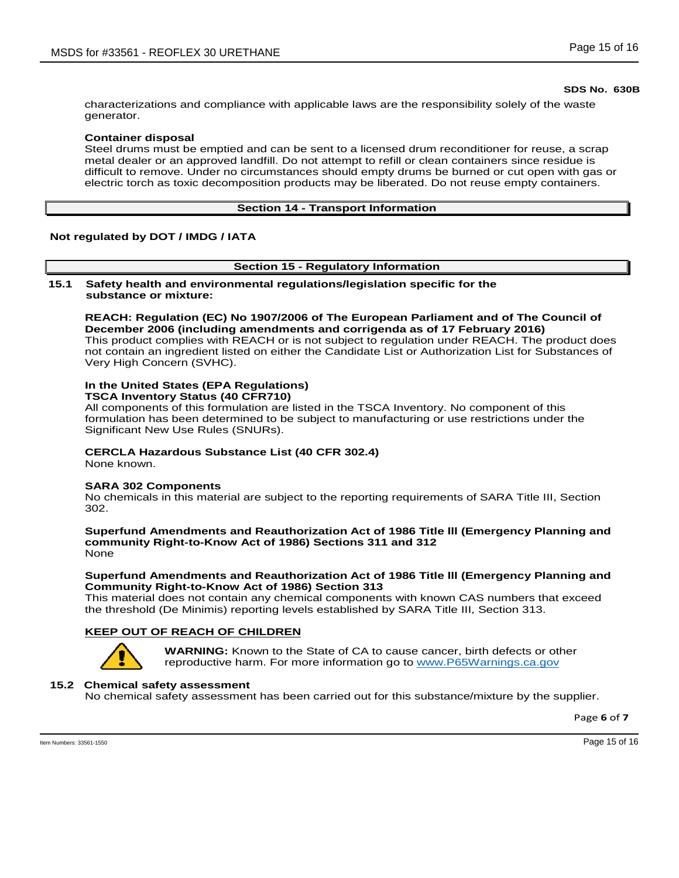characterizations and compliance with applicable laws are the responsibility solely of the waste generator.

**Container disposal**
Steel drums must be emptied and can be sent to a licensed drum reconditioner for reuse, a scrap metal dealer or an approved landfill. Do not attempt to refill or clean containers since residue is difficult to remove. Under no circumstances should empty drums be burned or cut open with gas or electric torch as toxic decomposition products may be liberated. Do not reuse empty containers.

## Section 14 - Transport Information

**Not regulated by DOT / IMDG / IATA**

## Section 15 - Regulatory Information

**15.1 Safety health and environmental regulations/legislation specific for the substance or mixture:**

**REACH: Regulation (EC) No 1907/2006 of The European Parliament and of The Council of December 2006 (including amendments and corrigenda as of 17 February 2016)**
This product complies with REACH or is not subject to regulation under REACH. The product does not contain an ingredient listed on either the Candidate List or Authorization List for Substances of Very High Concern (SVHC).

**In the United States (EPA Regulations)**
**TSCA Inventory Status (40 CFR710)**
All components of this formulation are listed in the TSCA Inventory. No component of this formulation has been determined to be subject to manufacturing or use restrictions under the Significant New Use Rules (SNURs).

**CERCLA Hazardous Substance List (40 CFR 302.4)**
None known.

**SARA 302 Components**
No chemicals in this material are subject to the reporting requirements of SARA Title III, Section 302.

**Superfund Amendments and Reauthorization Act of 1986 Title lll (Emergency Planning and community Right-to-Know Act of 1986) Sections 311 and 312**
None

**Superfund Amendments and Reauthorization Act of 1986 Title lll (Emergency Planning and Community Right-to-Know Act of 1986) Section 313**
This material does not contain any chemical components with known CAS numbers that exceed the threshold (De Minimis) reporting levels established by SARA Title III, Section 313.

**KEEP OUT OF REACH OF CHILDREN**

**WARNING:** Known to the State of CA to cause cancer, birth defects or other reproductive harm. For more information go to www.P65Warnings.ca.gov

**15.2 Chemical safety assessment**
No chemical safety assessment has been carried out for this substance/mixture by the supplier.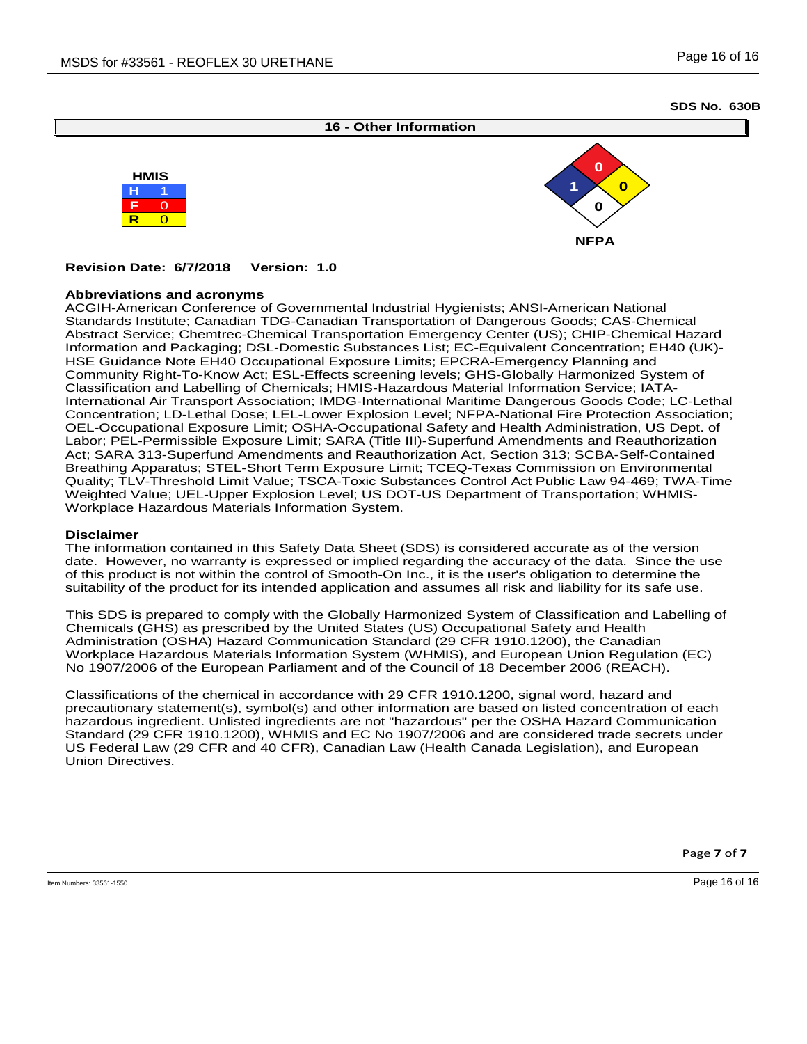SDS No. 630B

## 16 - Other Information

| HMIS | |
|---|---|
| H | 1 |
| F | 0 |
| R | 0 |

NFPA

0

1

0

0

**Revision Date: 6/7/2018 Version: 1.0**

**Abbreviations and acronyms**

ACGIH-American Conference of Governmental Industrial Hygienists; ANSI-American National Standards Institute; Canadian TDG-Canadian Transportation of Dangerous Goods; CAS-Chemical Abstract Service; Chemtrec-Chemical Transportation Emergency Center (US); CHIP-Chemical Hazard Information and Packaging; DSL-Domestic Substances List; EC-Equivalent Concentration; EH40 (UK)-HSE Guidance Note EH40 Occupational Exposure Limits; EPCRA-Emergency Planning and Community Right-To-Know Act; ESL-Effects screening levels; GHS-Globally Harmonized System of Classification and Labelling of Chemicals; HMIS-Hazardous Material Information Service; IATA-International Air Transport Association; IMDG-International Maritime Dangerous Goods Code; LC-Lethal Concentration; LD-Lethal Dose; LEL-Lower Explosion Level; NFPA-National Fire Protection Association; OEL-Occupational Exposure Limit; OSHA-Occupational Safety and Health Administration, US Dept. of Labor; PEL-Permissible Exposure Limit; SARA (Title III)-Superfund Amendments and Reauthorization Act; SARA 313-Superfund Amendments and Reauthorization Act, Section 313; SCBA-Self-Contained Breathing Apparatus; STEL-Short Term Exposure Limit; TCEQ-Texas Commission on Environmental Quality; TLV-Threshold Limit Value; TSCA-Toxic Substances Control Act Public Law 94-469; TWA-Time Weighted Value; UEL-Upper Explosion Level; US DOT-US Department of Transportation; WHMIS-Workplace Hazardous Materials Information System.

**Disclaimer**

The information contained in this Safety Data Sheet (SDS) is considered accurate as of the version date. However, no warranty is expressed or implied regarding the accuracy of the data. Since the use of this product is not within the control of Smooth-On Inc., it is the user's obligation to determine the suitability of the product for its intended application and assumes all risk and liability for its safe use.

This SDS is prepared to comply with the Globally Harmonized System of Classification and Labelling of Chemicals (GHS) as prescribed by the United States (US) Occupational Safety and Health Administration (OSHA) Hazard Communication Standard (29 CFR 1910.1200), the Canadian Workplace Hazardous Materials Information System (WHMIS), and European Union Regulation (EC) No 1907/2006 of the European Parliament and of the Council of 18 December 2006 (REACH).

Classifications of the chemical in accordance with 29 CFR 1910.1200, signal word, hazard and precautionary statement(s), symbol(s) and other information are based on listed concentration of each hazardous ingredient. Unlisted ingredients are not "hazardous" per the OSHA Hazard Communication Standard (29 CFR 1910.1200), WHMIS and EC No 1907/2006 and are considered trade secrets under US Federal Law (29 CFR and 40 CFR), Canadian Law (Health Canada Legislation), and European Union Directives.

Item Numbers: 33561-1550